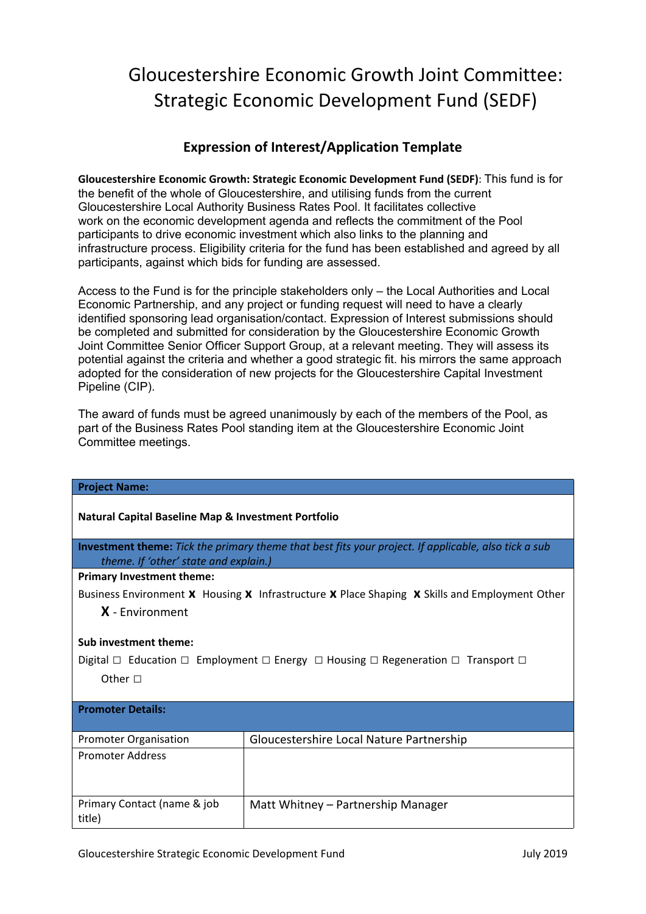# Gloucestershire Economic Growth Joint Committee: Strategic Economic Development Fund (SEDF)

## Expression of Interest/Application Template

**Gloucestershire Economic Growth: Strategic Economic Development Fund (SEDF)**: This fund is for the benefit of the whole of Gloucestershire, and utilising funds from the current Gloucestershire Local Authority Business Rates Pool. It facilitates collective work on the economic development agenda and reflects the commitment of the Pool participants to drive economic investment which also links to the planning and infrastructure process. Eligibility criteria for the fund has been established and agreed by all participants, against which bids for funding are assessed.

Access to the Fund is for the principle stakeholders only – the Local Authorities and Local Economic Partnership, and any project or funding request will need to have a clearly identified sponsoring lead organisation/contact. Expression of Interest submissions should be completed and submitted for consideration by the Gloucestershire Economic Growth Joint Committee Senior Officer Support Group, at a relevant meeting. They will assess its potential against the criteria and whether a good strategic fit. his mirrors the same approach adopted for the consideration of new projects for the Gloucestershire Capital Investment Pipeline (CIP).

The award of funds must be agreed unanimously by each of the members of the Pool, as part of the Business Rates Pool standing item at the Gloucestershire Economic Joint Committee meetings.

| **Project Name:** | |
|---|---|
| **Natural Capital Baseline Map & Investment Portfolio** | |
| **Investment theme:** *Tick the primary theme that best fits your project. If applicable, also tick a sub theme. If 'other' state and explain.)* | |
| **Primary Investment theme:**<br>Business Environment **X** Housing **X** Infrastructure **X** Place Shaping **X** Skills and Employment Other **X** - Environment<br><br>**Sub investment theme:**<br>Digital ☐ Education ☐ Employment ☐ Energy ☐ Housing ☐ Regeneration ☐ Transport ☐ Other ☐ | |
| **Promoter Details:** | |
| Promoter Organisation | Gloucestershire Local Nature Partnership |
| Promoter Address | |
| Primary Contact (name & job title) | Matt Whitney – Partnership Manager |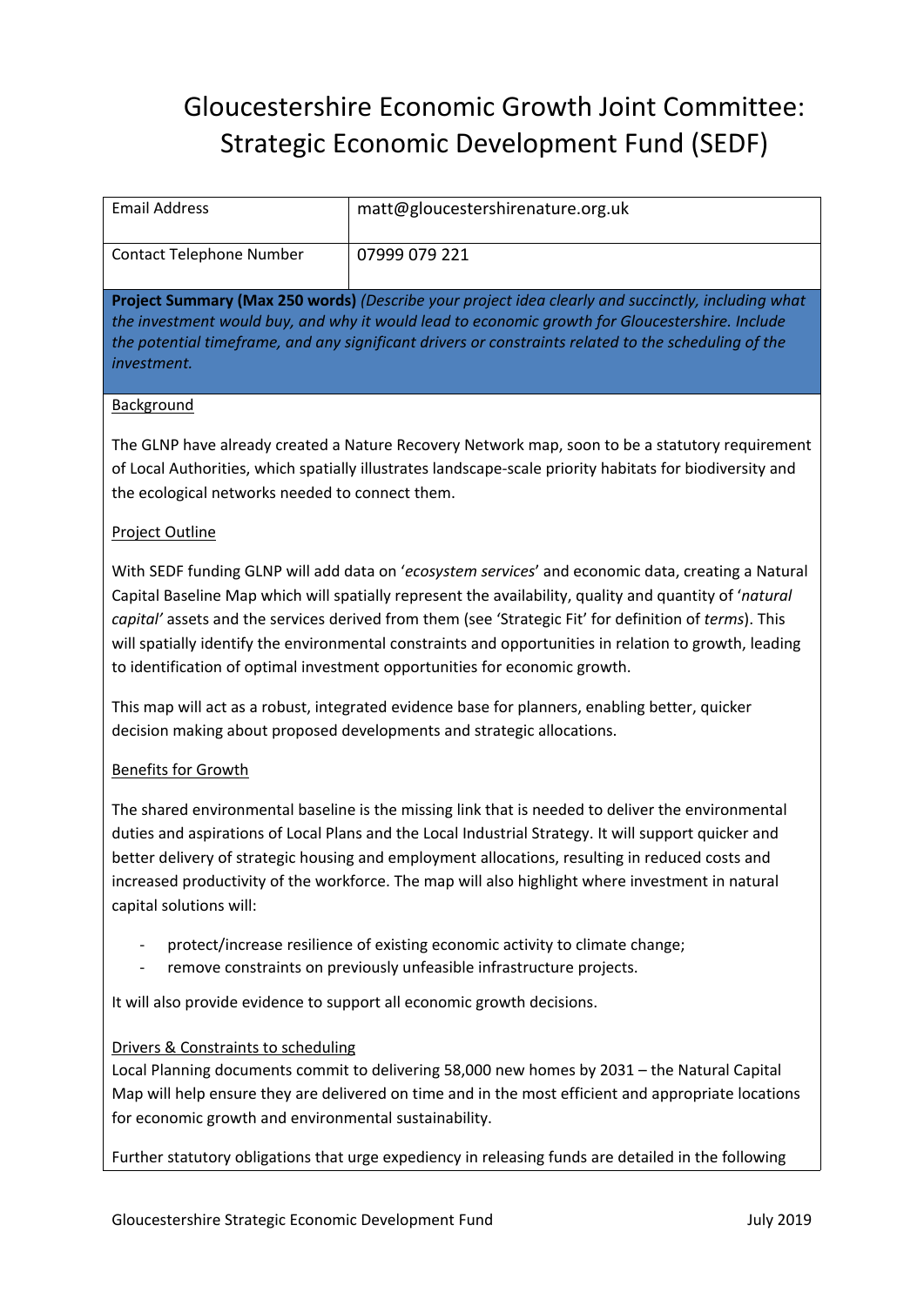# Gloucestershire Economic Growth Joint Committee: Strategic Economic Development Fund (SEDF)

| Email Address | matt@gloucestershirenature.org.uk |
|---|---|
| Contact Telephone Number | 07999 079 221 |

**Project Summary (Max 250 words)** *(Describe your project idea clearly and succinctly, including what the investment would buy, and why it would lead to economic growth for Gloucestershire. Include the potential timeframe, and any significant drivers or constraints related to the scheduling of the investment.*

Background

The GLNP have already created a Nature Recovery Network map, soon to be a statutory requirement of Local Authorities, which spatially illustrates landscape-scale priority habitats for biodiversity and the ecological networks needed to connect them.

Project Outline

With SEDF funding GLNP will add data on '*ecosystem services*' and economic data, creating a Natural Capital Baseline Map which will spatially represent the availability, quality and quantity of '*natural capital'* assets and the services derived from them (see 'Strategic Fit' for definition of *terms*). This will spatially identify the environmental constraints and opportunities in relation to growth, leading to identification of optimal investment opportunities for economic growth.

This map will act as a robust, integrated evidence base for planners, enabling better, quicker decision making about proposed developments and strategic allocations.

Benefits for Growth

The shared environmental baseline is the missing link that is needed to deliver the environmental duties and aspirations of Local Plans and the Local Industrial Strategy. It will support quicker and better delivery of strategic housing and employment allocations, resulting in reduced costs and increased productivity of the workforce. The map will also highlight where investment in natural capital solutions will:

- protect/increase resilience of existing economic activity to climate change;
- remove constraints on previously unfeasible infrastructure projects.

It will also provide evidence to support all economic growth decisions.

Drivers & Constraints to scheduling

Local Planning documents commit to delivering 58,000 new homes by 2031 – the Natural Capital Map will help ensure they are delivered on time and in the most efficient and appropriate locations for economic growth and environmental sustainability.

Further statutory obligations that urge expediency in releasing funds are detailed in the following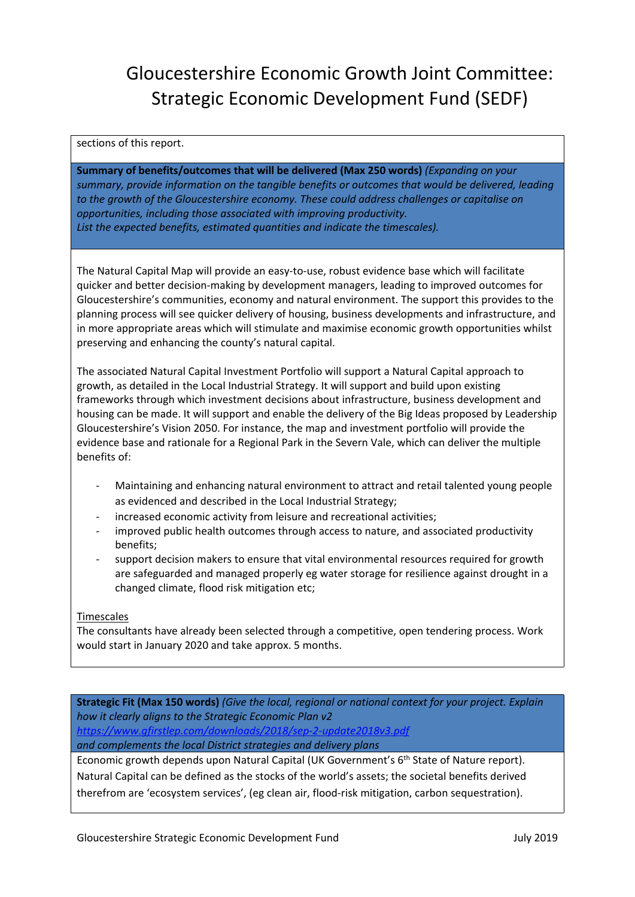sections of this report.

**Summary of benefits/outcomes that will be delivered (Max 250 words)** *(Expanding on your summary, provide information on the tangible benefits or outcomes that would be delivered, leading to the growth of the Gloucestershire economy. These could address challenges or capitalise on opportunities, including those associated with improving productivity.*
*List the expected benefits, estimated quantities and indicate the timescales).*

The Natural Capital Map will provide an easy-to-use, robust evidence base which will facilitate quicker and better decision-making by development managers, leading to improved outcomes for Gloucestershire's communities, economy and natural environment. The support this provides to the planning process will see quicker delivery of housing, business developments and infrastructure, and in more appropriate areas which will stimulate and maximise economic growth opportunities whilst preserving and enhancing the county's natural capital.

The associated Natural Capital Investment Portfolio will support a Natural Capital approach to growth, as detailed in the Local Industrial Strategy. It will support and build upon existing frameworks through which investment decisions about infrastructure, business development and housing can be made. It will support and enable the delivery of the Big Ideas proposed by Leadership Gloucestershire's Vision 2050. For instance, the map and investment portfolio will provide the evidence base and rationale for a Regional Park in the Severn Vale, which can deliver the multiple benefits of:

- Maintaining and enhancing natural environment to attract and retail talented young people as evidenced and described in the Local Industrial Strategy;
- increased economic activity from leisure and recreational activities;
- improved public health outcomes through access to nature, and associated productivity benefits;
- support decision makers to ensure that vital environmental resources required for growth are safeguarded and managed properly eg water storage for resilience against drought in a changed climate, flood risk mitigation etc;

Timescales
The consultants have already been selected through a competitive, open tendering process. Work would start in January 2020 and take approx. 5 months.

**Strategic Fit (Max 150 words)** *(Give the local, regional or national context for your project. Explain how it clearly aligns to the Strategic Economic Plan v2*
*https://www.gfirstlep.com/downloads/2018/sep-2-update2018v3.pdf*
*and complements the local District strategies and delivery plans*

Economic growth depends upon Natural Capital (UK Government's 6th State of Nature report). Natural Capital can be defined as the stocks of the world's assets; the societal benefits derived therefrom are 'ecosystem services', (eg clean air, flood-risk mitigation, carbon sequestration).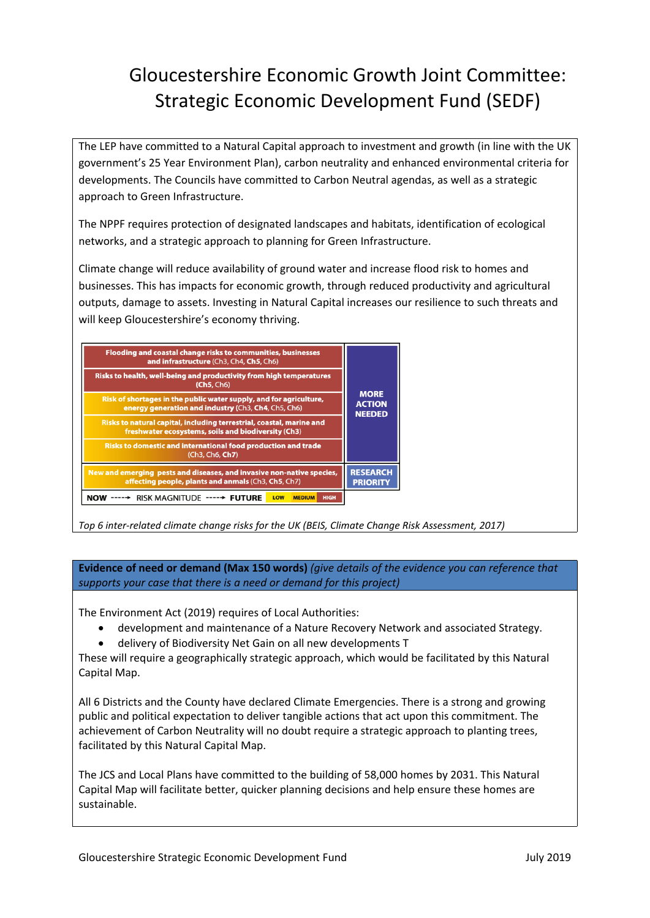# Gloucestershire Economic Growth Joint Committee: Strategic Economic Development Fund (SEDF)

The LEP have committed to a Natural Capital approach to investment and growth (in line with the UK government's 25 Year Environment Plan), carbon neutrality and enhanced environmental criteria for developments. The Councils have committed to Carbon Neutral agendas, as well as a strategic approach to Green Infrastructure.

The NPPF requires protection of designated landscapes and habitats, identification of ecological networks, and a strategic approach to planning for Green Infrastructure.

Climate change will reduce availability of ground water and increase flood risk to homes and businesses. This has impacts for economic growth, through reduced productivity and agricultural outputs, damage to assets. Investing in Natural Capital increases our resilience to such threats and will keep Gloucestershire's economy thriving.

| Risk | |
|---|---|
| Flooding and coastal change risks to communities, businesses and infrastructure (Ch3, Ch4, **Ch5**, Ch6) | MORE ACTION NEEDED |
| Risks to health, well-being and productivity from high temperatures (**Ch5**, Ch6) | |
| Risk of shortages in the public water supply, and for agriculture, energy generation and industry (Ch3, **Ch4**, Ch5, Ch6) | |
| Risks to natural capital, including terrestrial, coastal, marine and freshwater ecosystems, soils and biodiversity (Ch3) | |
| Risks to domestic and international food production and trade (Ch3, Ch6, **Ch7**) | |
| New and emerging pests and diseases, and invasive non-native species, affecting people, plants and animals (Ch3, **Ch5**, Ch7) | RESEARCH PRIORITY |
| **NOW** ----→ RISK MAGNITUDE ----→ **FUTURE** LOW MEDIUM HIGH | |

*Top 6 inter-related climate change risks for the UK (BEIS, Climate Change Risk Assessment, 2017)*

**Evidence of need or demand (Max 150 words)** *(give details of the evidence you can reference that supports your case that there is a need or demand for this project)*

The Environment Act (2019) requires of Local Authorities:

- development and maintenance of a Nature Recovery Network and associated Strategy.
- delivery of Biodiversity Net Gain on all new developments T

These will require a geographically strategic approach, which would be facilitated by this Natural Capital Map.

All 6 Districts and the County have declared Climate Emergencies. There is a strong and growing public and political expectation to deliver tangible actions that act upon this commitment. The achievement of Carbon Neutrality will no doubt require a strategic approach to planting trees, facilitated by this Natural Capital Map.

The JCS and Local Plans have committed to the building of 58,000 homes by 2031. This Natural Capital Map will facilitate better, quicker planning decisions and help ensure these homes are sustainable.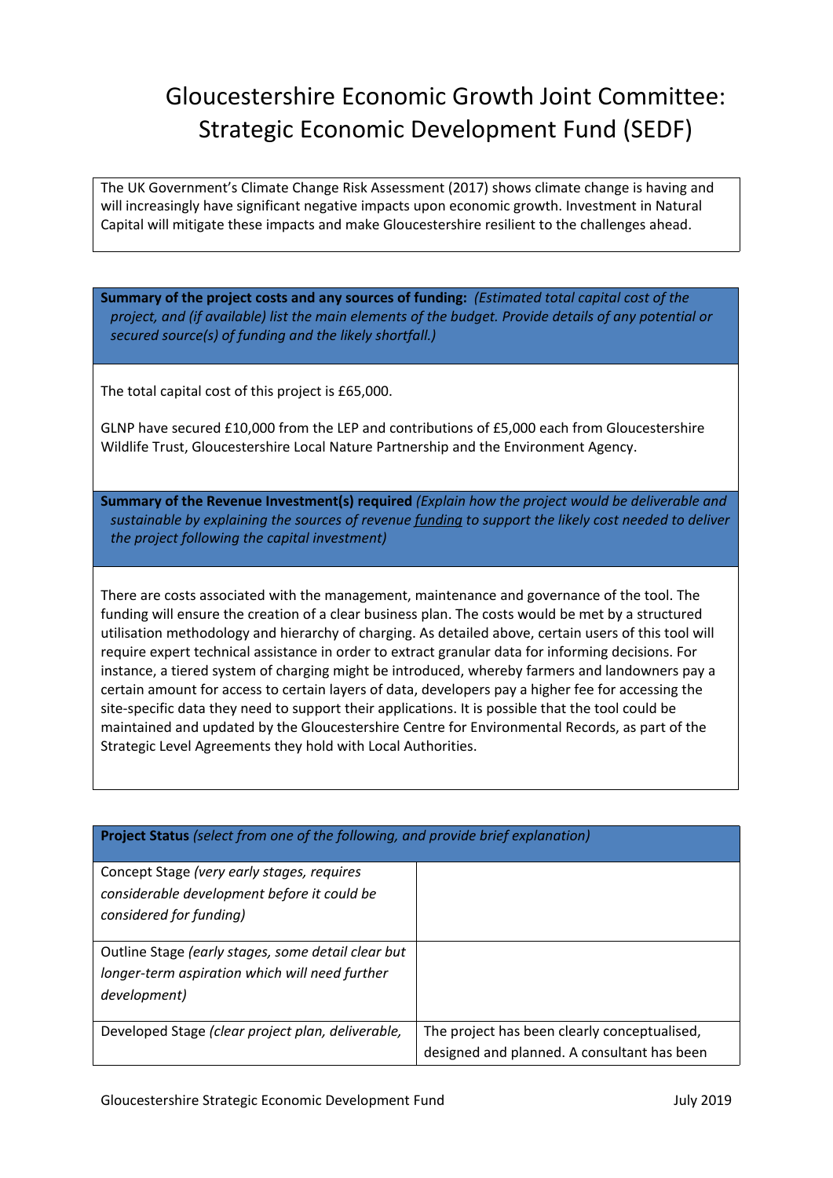# Gloucestershire Economic Growth Joint Committee: Strategic Economic Development Fund (SEDF)

The UK Government's Climate Change Risk Assessment (2017) shows climate change is having and will increasingly have significant negative impacts upon economic growth. Investment in Natural Capital will mitigate these impacts and make Gloucestershire resilient to the challenges ahead.

| **Summary of the project costs and any sources of funding:** *(Estimated total capital cost of the project, and (if available) list the main elements of the budget. Provide details of any potential or secured source(s) of funding and the likely shortfall.)* |
|---|
| The total capital cost of this project is £65,000.<br><br>GLNP have secured £10,000 from the LEP and contributions of £5,000 each from Gloucestershire Wildlife Trust, Gloucestershire Local Nature Partnership and the Environment Agency. |
| **Summary of the Revenue Investment(s) required** *(Explain how the project would be deliverable and sustainable by explaining the sources of revenue funding to support the likely cost needed to deliver the project following the capital investment)* |
| There are costs associated with the management, maintenance and governance of the tool. The funding will ensure the creation of a clear business plan. The costs would be met by a structured utilisation methodology and hierarchy of charging. As detailed above, certain users of this tool will require expert technical assistance in order to extract granular data for informing decisions. For instance, a tiered system of charging might be introduced, whereby farmers and landowners pay a certain amount for access to certain layers of data, developers pay a higher fee for accessing the site-specific data they need to support their applications. It is possible that the tool could be maintained and updated by the Gloucestershire Centre for Environmental Records, as part of the Strategic Level Agreements they hold with Local Authorities. |

| **Project Status** *(select from one of the following, and provide brief explanation)* | |
|---|---|
| Concept Stage *(very early stages, requires considerable development before it could be considered for funding)* | |
| Outline Stage *(early stages, some detail clear but longer-term aspiration which will need further development)* | |
| Developed Stage *(clear project plan, deliverable,* | The project has been clearly conceptualised, designed and planned. A consultant has been |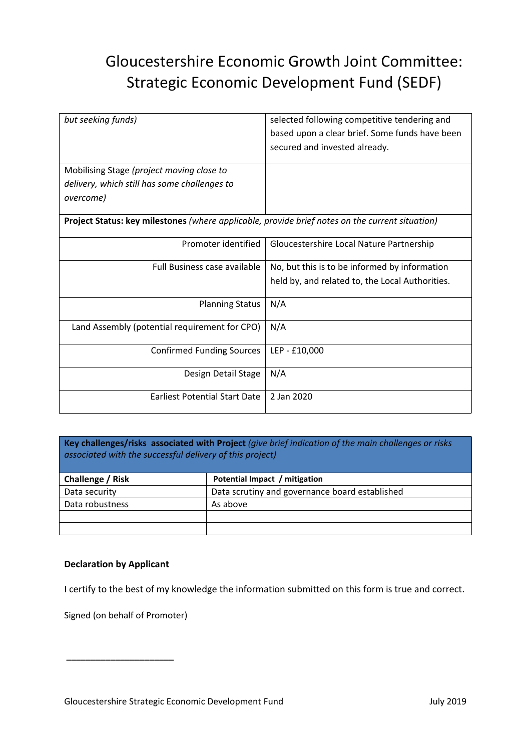# Gloucestershire Economic Growth Joint Committee: Strategic Economic Development Fund (SEDF)

| | |
|---|---|
| *but seeking funds)* | selected following competitive tendering and based upon a clear brief. Some funds have been secured and invested already. |
| Mobilising Stage *(project moving close to delivery, which still has some challenges to overcome)* | |
| **Project Status: key milestones** *(where applicable, provide brief notes on the current situation)* | |
| Promoter identified | Gloucestershire Local Nature Partnership |
| Full Business case available | No, but this is to be informed by information held by, and related to, the Local Authorities. |
| Planning Status | N/A |
| Land Assembly (potential requirement for CPO) | N/A |
| Confirmed Funding Sources | LEP - £10,000 |
| Design Detail Stage | N/A |
| Earliest Potential Start Date | 2 Jan 2020 |

**Key challenges/risks associated with Project** *(give brief indication of the main challenges or risks associated with the successful delivery of this project)*

| Challenge / Risk | Potential Impact / mitigation |
|---|---|
| Data security | Data scrutiny and governance board established |
| Data robustness | As above |
| | |
| | |

**Declaration by Applicant**

I certify to the best of my knowledge the information submitted on this form is true and correct.

Signed (on behalf of Promoter)

______________________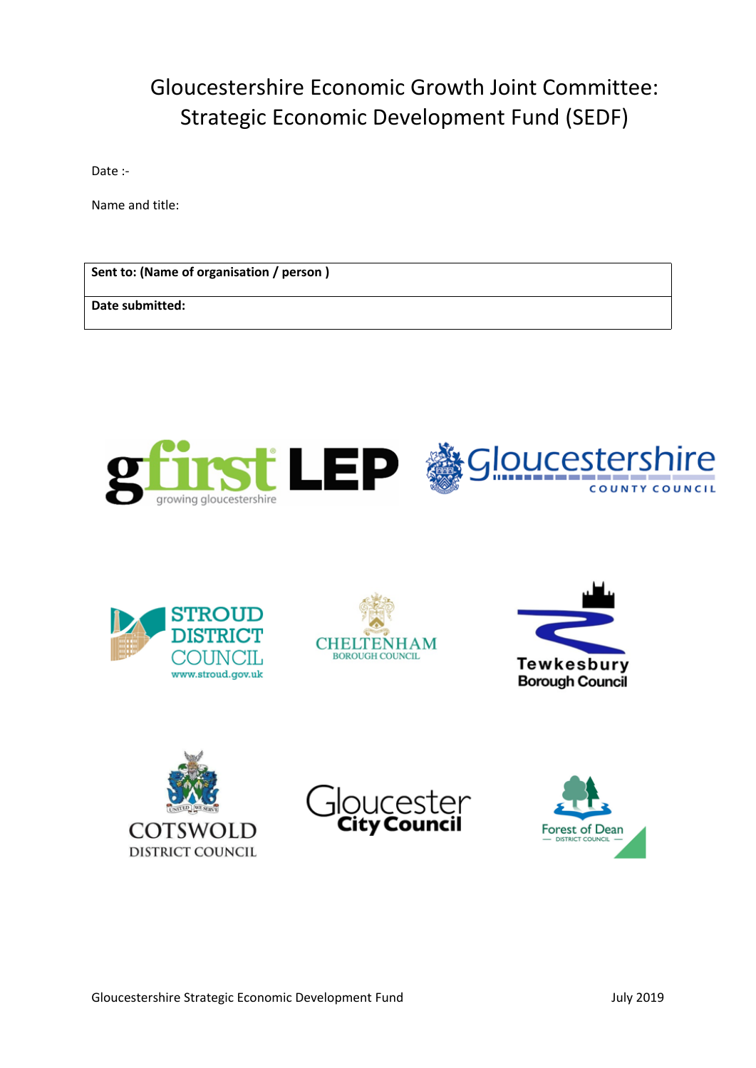# Gloucestershire Economic Growth Joint Committee: Strategic Economic Development Fund (SEDF)

Date :-

Name and title:

| Sent to: (Name of organisation / person ) |
|---|
| **Date submitted:** |